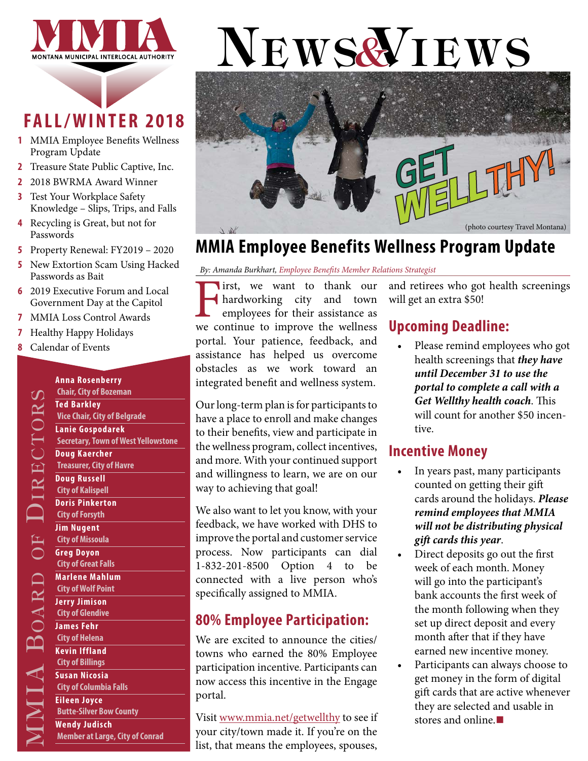MMIA
MONTANA MUNICIPAL INTERLOCAL AUTHORITY

# News&Views

## FALL/WINTER 2018

1 MMIA Employee Benefits Wellness Program Update
2 Treasure State Public Captive, Inc.
2 2018 BWRMA Award Winner
3 Test Your Workplace Safety Knowledge – Slips, Trips, and Falls
4 Recycling is Great, but not for Passwords
5 Property Renewal: FY2019 – 2020
5 New Extortion Scam Using Hacked Passwords as Bait
6 2019 Executive Forum and Local Government Day at the Capitol
7 MMIA Loss Control Awards
7 Healthy Happy Holidays
8 Calendar of Events

### MMIA Board of Directors

**Anna Rosenberry**
Chair, City of Bozeman

**Ted Barkley**
Vice Chair, City of Belgrade

**Lanie Gospodarek**
Secretary, Town of West Yellowstone

**Doug Kaercher**
Treasurer, City of Havre

**Doug Russell**
City of Kalispell

**Doris Pinkerton**
City of Forsyth

**Jim Nugent**
City of Missoula

**Greg Doyon**
City of Great Falls

**Marlene Mahlum**
City of Wolf Point

**Jerry Jimison**
City of Glendive

**James Fehr**
City of Helena

**Kevin Iffland**
City of Billings

**Susan Nicosia**
City of Columbia Falls

**Eileen Joyce**
Butte-Silver Bow County

**Wendy Judisch**
Member at Large, City of Conrad

GET WELLTHY!

(photo courtesy Travel Montana)

## MMIA Employee Benefits Wellness Program Update

*By: Amanda Burkhart, Employee Benefits Member Relations Strategist*

First, we want to thank our hardworking city and town employees for their assistance as we continue to improve the wellness portal. Your patience, feedback, and assistance has helped us overcome obstacles as we work toward an integrated benefit and wellness system.

Our long-term plan is for participants to have a place to enroll and make changes to their benefits, view and participate in the wellness program, collect incentives, and more. With your continued support and willingness to learn, we are on our way to achieving that goal!

We also want to let you know, with your feedback, we have worked with DHS to improve the portal and customer service process. Now participants can dial 1-832-201-8500 Option 4 to be connected with a live person who's specifically assigned to MMIA.

### 80% Employee Participation:

We are excited to announce the cities/towns who earned the 80% Employee participation incentive. Participants can now access this incentive in the Engage portal.

Visit www.mmia.net/getwellthy to see if your city/town made it. If you're on the list, that means the employees, spouses, and retirees who got health screenings will get an extra $50!

### Upcoming Deadline:

- Please remind employees who got health screenings that ***they have until December 31 to use the portal to complete a call with a Get Wellthy health coach***. This will count for another $50 incentive.

### Incentive Money

- In years past, many participants counted on getting their gift cards around the holidays. ***Please remind employees that MMIA will not be distributing physical gift cards this year***.
- Direct deposits go out the first week of each month. Money will go into the participant's bank accounts the first week of the month following when they set up direct deposit and every month after that if they have earned new incentive money.
- Participants can always choose to get money in the form of digital gift cards that are active whenever they are selected and usable in stores and online. ■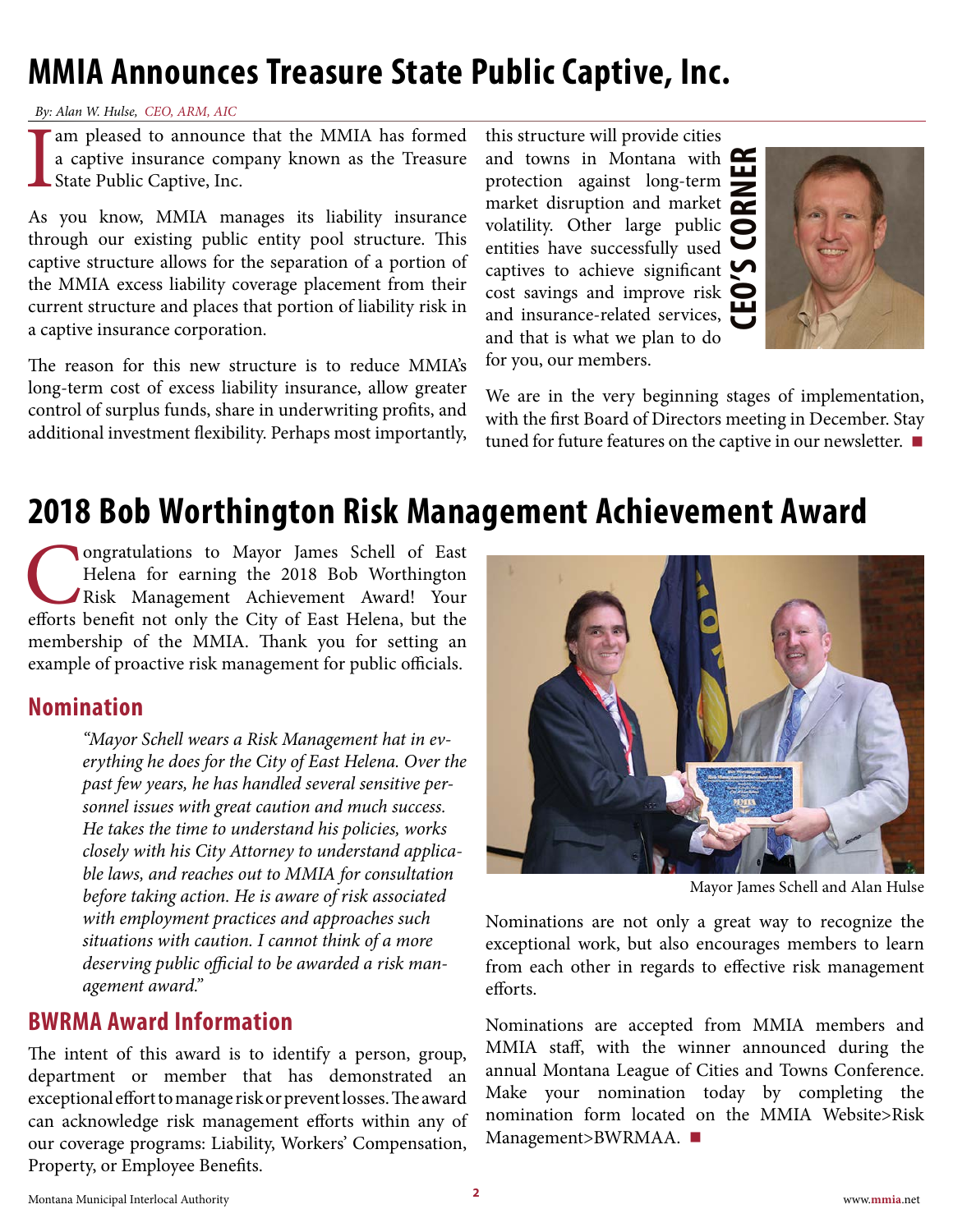# MMIA Announces Treasure State Public Captive, Inc.

*By: Alan W. Hulse, CEO, ARM, AIC*

I am pleased to announce that the MMIA has formed a captive insurance company known as the Treasure State Public Captive, Inc.

As you know, MMIA manages its liability insurance through our existing public entity pool structure. This captive structure allows for the separation of a portion of the MMIA excess liability coverage placement from their current structure and places that portion of liability risk in a captive insurance corporation.

The reason for this new structure is to reduce MMIA's long-term cost of excess liability insurance, allow greater control of surplus funds, share in underwriting profits, and additional investment flexibility. Perhaps most importantly, this structure will provide cities and towns in Montana with protection against long-term market disruption and market volatility. Other large public entities have successfully used captives to achieve significant cost savings and improve risk and insurance-related services, and that is what we plan to do for you, our members.

**CEO'S CORNER**

We are in the very beginning stages of implementation, with the first Board of Directors meeting in December. Stay tuned for future features on the captive in our newsletter. ■

# 2018 Bob Worthington Risk Management Achievement Award

Congratulations to Mayor James Schell of East Helena for earning the 2018 Bob Worthington Risk Management Achievement Award! Your efforts benefit not only the City of East Helena, but the membership of the MMIA. Thank you for setting an example of proactive risk management for public officials.

## Nomination

*"Mayor Schell wears a Risk Management hat in everything he does for the City of East Helena. Over the past few years, he has handled several sensitive personnel issues with great caution and much success. He takes the time to understand his policies, works closely with his City Attorney to understand applicable laws, and reaches out to MMIA for consultation before taking action. He is aware of risk associated with employment practices and approaches such situations with caution. I cannot think of a more deserving public official to be awarded a risk management award."*

## BWRMA Award Information

The intent of this award is to identify a person, group, department or member that has demonstrated an exceptional effort to manage risk or prevent losses. The award can acknowledge risk management efforts within any of our coverage programs: Liability, Workers' Compensation, Property, or Employee Benefits.

Mayor James Schell and Alan Hulse

Nominations are not only a great way to recognize the exceptional work, but also encourages members to learn from each other in regards to effective risk management efforts.

Nominations are accepted from MMIA members and MMIA staff, with the winner announced during the annual Montana League of Cities and Towns Conference. Make your nomination today by completing the nomination form located on the MMIA Website>Risk Management>BWRMAA. ■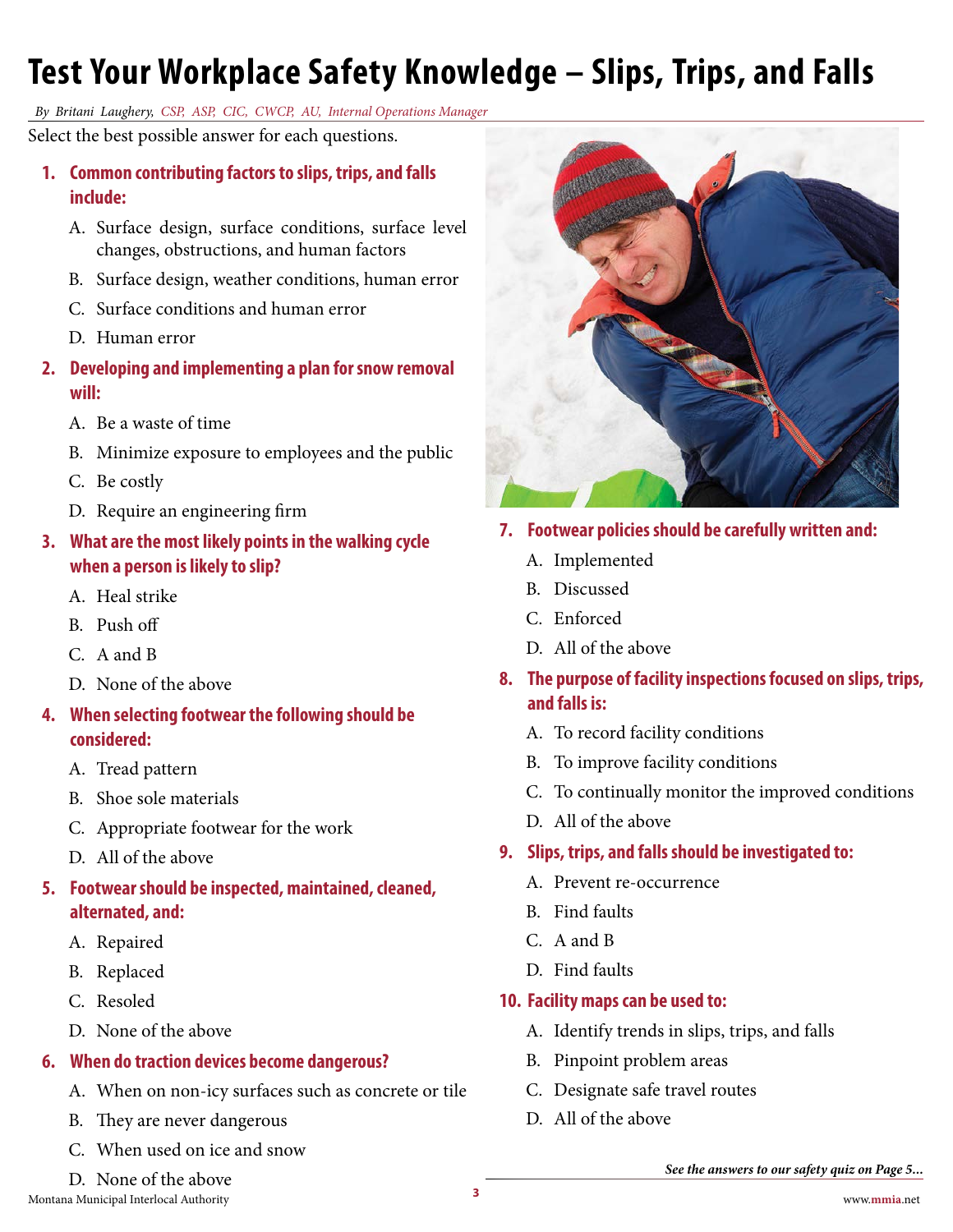# Test Your Workplace Safety Knowledge – Slips, Trips, and Falls

*By Britani Laughery, CSP, ASP, CIC, CWCP, AU, Internal Operations Manager*

Select the best possible answer for each questions.

**1. Common contributing factors to slips, trips, and falls include:**

A. Surface design, surface conditions, surface level changes, obstructions, and human factors

B. Surface design, weather conditions, human error

C. Surface conditions and human error

D. Human error

**2. Developing and implementing a plan for snow removal will:**

A. Be a waste of time

B. Minimize exposure to employees and the public

C. Be costly

D. Require an engineering firm

**3. What are the most likely points in the walking cycle when a person is likely to slip?**

A. Heal strike

B. Push off

C. A and B

D. None of the above

**4. When selecting footwear the following should be considered:**

A. Tread pattern

B. Shoe sole materials

C. Appropriate footwear for the work

D. All of the above

**5. Footwear should be inspected, maintained, cleaned, alternated, and:**

A. Repaired

B. Replaced

C. Resoled

D. None of the above

**6. When do traction devices become dangerous?**

A. When on non-icy surfaces such as concrete or tile

B. They are never dangerous

C. When used on ice and snow

D. None of the above

**7. Footwear policies should be carefully written and:**

A. Implemented

B. Discussed

C. Enforced

D. All of the above

**8. The purpose of facility inspections focused on slips, trips, and falls is:**

A. To record facility conditions

B. To improve facility conditions

C. To continually monitor the improved conditions

D. All of the above

**9. Slips, trips, and falls should be investigated to:**

A. Prevent re-occurrence

B. Find faults

C. A and B

D. Find faults

**10. Facility maps can be used to:**

A. Identify trends in slips, trips, and falls

B. Pinpoint problem areas

C. Designate safe travel routes

D. All of the above

***See the answers to our safety quiz on Page 5...***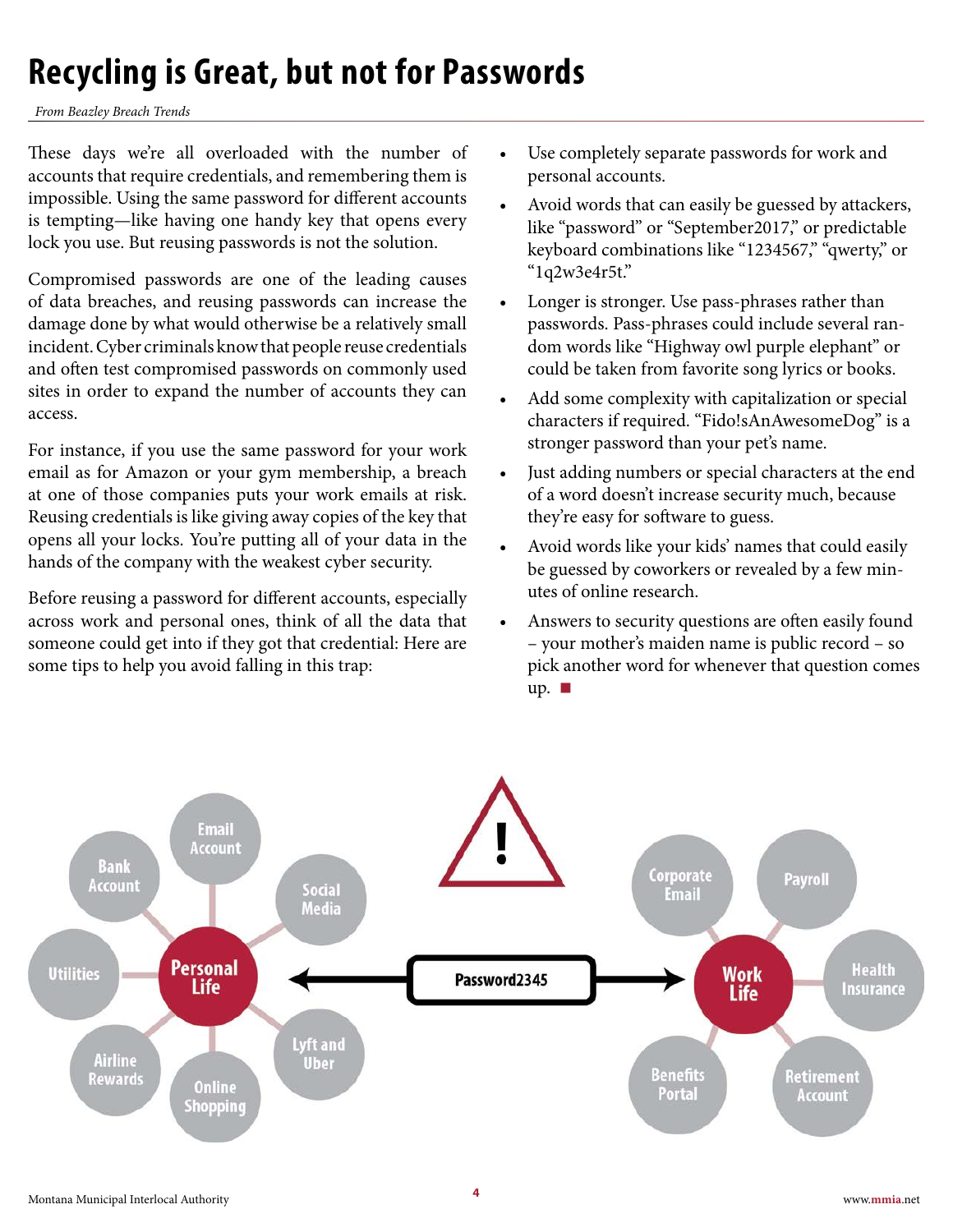# Recycling is Great, but not for Passwords

*From Beazley Breach Trends*

These days we're all overloaded with the number of accounts that require credentials, and remembering them is impossible. Using the same password for different accounts is tempting—like having one handy key that opens every lock you use. But reusing passwords is not the solution.

Compromised passwords are one of the leading causes of data breaches, and reusing passwords can increase the damage done by what would otherwise be a relatively small incident. Cyber criminals know that people reuse credentials and often test compromised passwords on commonly used sites in order to expand the number of accounts they can access.

For instance, if you use the same password for your work email as for Amazon or your gym membership, a breach at one of those companies puts your work emails at risk. Reusing credentials is like giving away copies of the key that opens all your locks. You're putting all of your data in the hands of the company with the weakest cyber security.

Before reusing a password for different accounts, especially across work and personal ones, think of all the data that someone could get into if they got that credential: Here are some tips to help you avoid falling in this trap:

- Use completely separate passwords for work and personal accounts.
- Avoid words that can easily be guessed by attackers, like "password" or "September2017," or predictable keyboard combinations like "1234567," "qwerty," or "1q2w3e4r5t."
- Longer is stronger. Use pass-phrases rather than passwords. Pass-phrases could include several random words like "Highway owl purple elephant" or could be taken from favorite song lyrics or books.
- Add some complexity with capitalization or special characters if required. "Fido!sAnAwesomeDog" is a stronger password than your pet's name.
- Just adding numbers or special characters at the end of a word doesn't increase security much, because they're easy for software to guess.
- Avoid words like your kids' names that could easily be guessed by coworkers or revealed by a few minutes of online research.
- Answers to security questions are often easily found – your mother's maiden name is public record – so pick another word for whenever that question comes up. ■

Personal Life: Email Account, Bank Account, Social Media, Utilities, Lyft and Uber, Airline Rewards, Online Shopping

Password2345

Work Life: Corporate Email, Payroll, Health Insurance, Benefits Portal, Retirement Account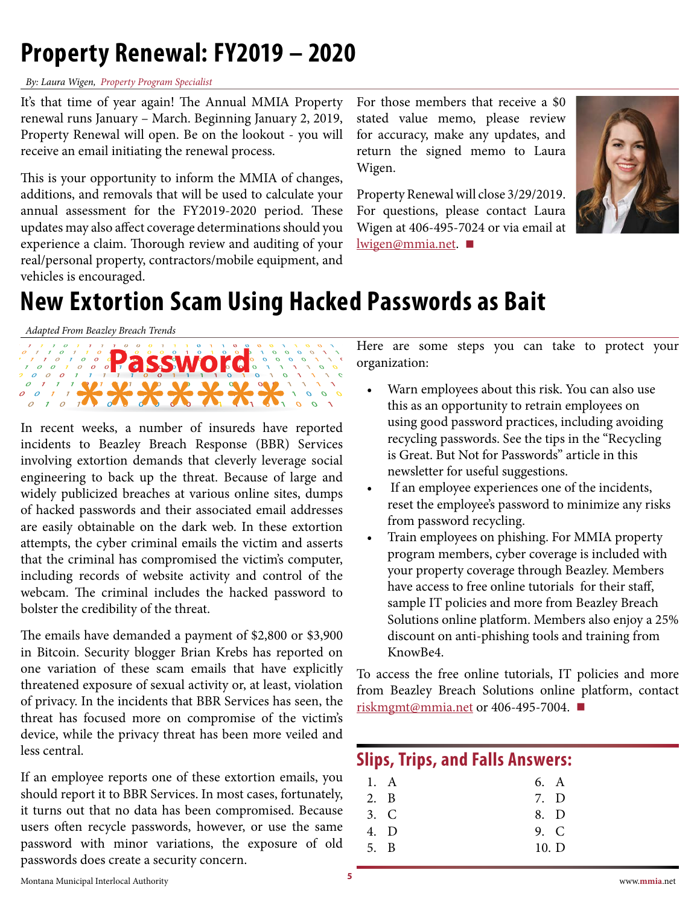# Property Renewal: FY2019 – 2020

*By: Laura Wigen, Property Program Specialist*

It's that time of year again! The Annual MMIA Property renewal runs January – March. Beginning January 2, 2019, Property Renewal will open. Be on the lookout - you will receive an email initiating the renewal process.

This is your opportunity to inform the MMIA of changes, additions, and removals that will be used to calculate your annual assessment for the FY2019-2020 period. These updates may also affect coverage determinations should you experience a claim. Thorough review and auditing of your real/personal property, contractors/mobile equipment, and vehicles is encouraged.

For those members that receive a $0 stated value memo, please review for accuracy, make any updates, and return the signed memo to Laura Wigen.

Property Renewal will close 3/29/2019. For questions, please contact Laura Wigen at 406-495-7024 or via email at lwigen@mmia.net. ■

# New Extortion Scam Using Hacked Passwords as Bait

*Adapted From Beazley Breach Trends*

In recent weeks, a number of insureds have reported incidents to Beazley Breach Response (BBR) Services involving extortion demands that cleverly leverage social engineering to back up the threat. Because of large and widely publicized breaches at various online sites, dumps of hacked passwords and their associated email addresses are easily obtainable on the dark web. In these extortion attempts, the cyber criminal emails the victim and asserts that the criminal has compromised the victim's computer, including records of website activity and control of the webcam. The criminal includes the hacked password to bolster the credibility of the threat.

The emails have demanded a payment of $2,800 or $3,900 in Bitcoin. Security blogger Brian Krebs has reported on one variation of these scam emails that have explicitly threatened exposure of sexual activity or, at least, violation of privacy. In the incidents that BBR Services has seen, the threat has focused more on compromise of the victim's device, while the privacy threat has been more veiled and less central.

If an employee reports one of these extortion emails, you should report it to BBR Services. In most cases, fortunately, it turns out that no data has been compromised. Because users often recycle passwords, however, or use the same password with minor variations, the exposure of old passwords does create a security concern.

Here are some steps you can take to protect your organization:

- Warn employees about this risk. You can also use this as an opportunity to retrain employees on using good password practices, including avoiding recycling passwords. See the tips in the "Recycling is Great. But Not for Passwords" article in this newsletter for useful suggestions.
- If an employee experiences one of the incidents, reset the employee's password to minimize any risks from password recycling.
- Train employees on phishing. For MMIA property program members, cyber coverage is included with your property coverage through Beazley. Members have access to free online tutorials for their staff, sample IT policies and more from Beazley Breach Solutions online platform. Members also enjoy a 25% discount on anti-phishing tools and training from KnowBe4.

To access the free online tutorials, IT policies and more from Beazley Breach Solutions online platform, contact riskmgmt@mmia.net or 406-495-7004. ■

## Slips, Trips, and Falls Answers:

1. A
2. B
3. C
4. D
5. B
6. A
7. D
8. D
9. C
10. D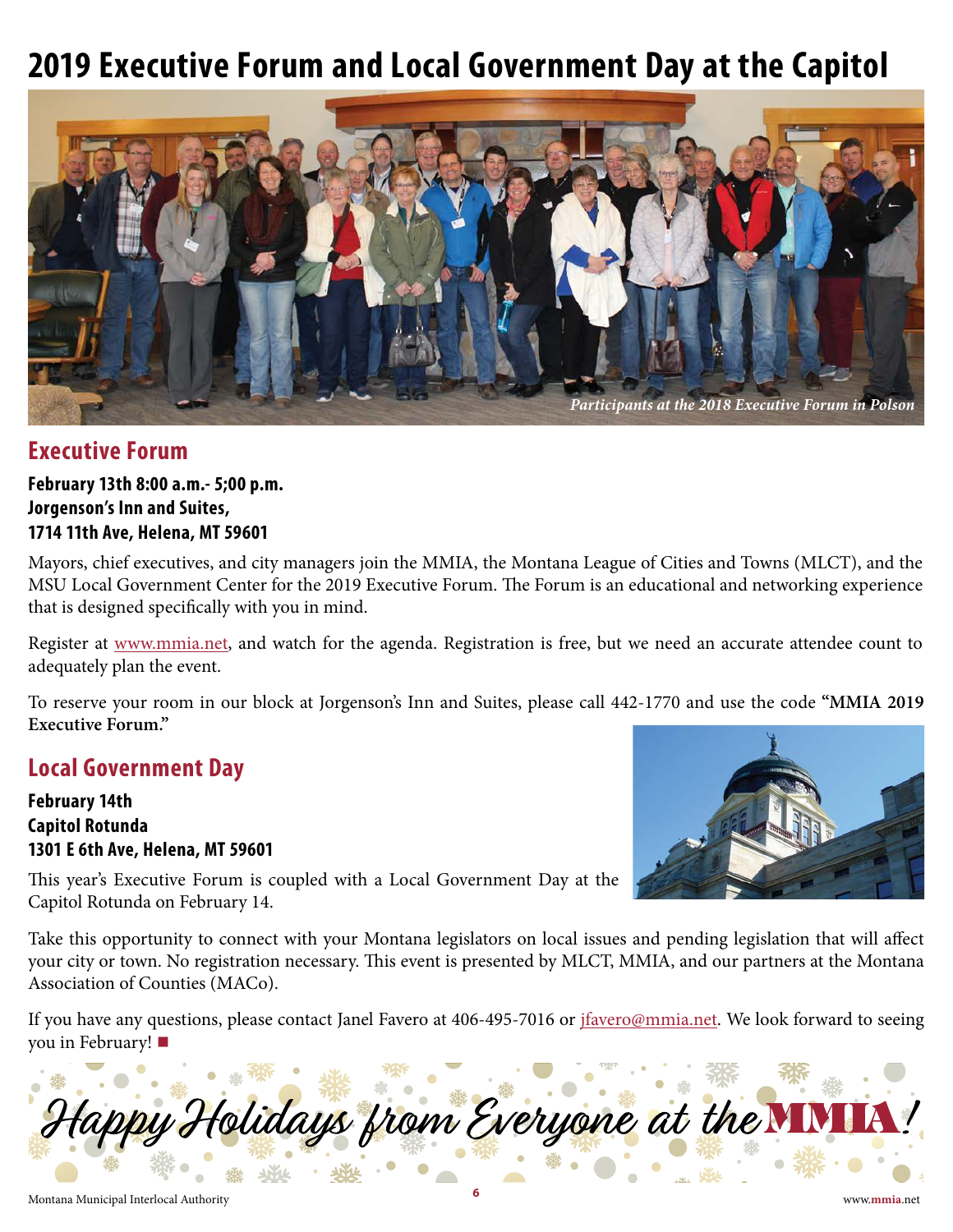# 2019 Executive Forum and Local Government Day at the Capitol

*Participants at the 2018 Executive Forum in Polson*

## Executive Forum

**February 13th 8:00 a.m.- 5;00 p.m.**
**Jorgenson's Inn and Suites,**
**1714 11th Ave, Helena, MT 59601**

Mayors, chief executives, and city managers join the MMIA, the Montana League of Cities and Towns (MLCT), and the MSU Local Government Center for the 2019 Executive Forum. The Forum is an educational and networking experience that is designed specifically with you in mind.

Register at www.mmia.net, and watch for the agenda. Registration is free, but we need an accurate attendee count to adequately plan the event.

To reserve your room in our block at Jorgenson's Inn and Suites, please call 442-1770 and use the code **"MMIA 2019 Executive Forum."**

## Local Government Day

**February 14th**
**Capitol Rotunda**
**1301 E 6th Ave, Helena, MT 59601**

This year's Executive Forum is coupled with a Local Government Day at the Capitol Rotunda on February 14.

Take this opportunity to connect with your Montana legislators on local issues and pending legislation that will affect your city or town. No registration necessary. This event is presented by MLCT, MMIA, and our partners at the Montana Association of Counties (MACo).

If you have any questions, please contact Janel Favero at 406-495-7016 or jfavero@mmia.net. We look forward to seeing you in February! ■

*Happy Holidays from Everyone at the MMIA!*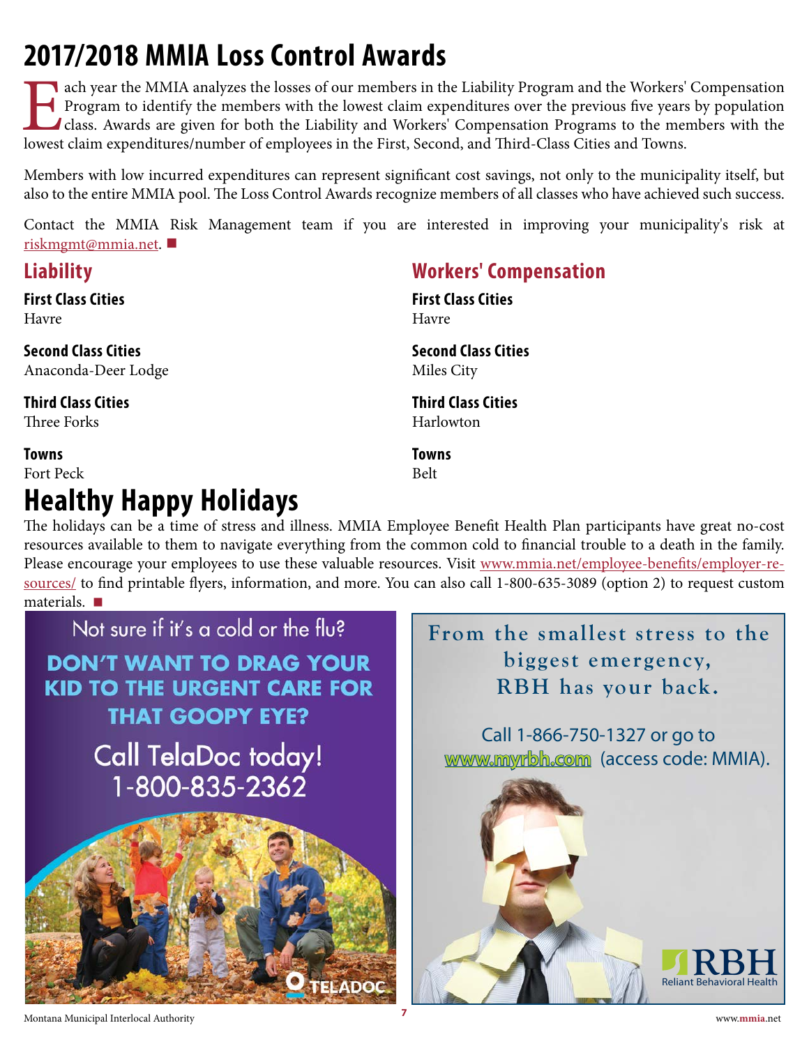# 2017/2018 MMIA Loss Control Awards

Each year the MMIA analyzes the losses of our members in the Liability Program and the Workers' Compensation Program to identify the members with the lowest claim expenditures over the previous five years by population class. Awards are given for both the Liability and Workers' Compensation Programs to the members with the lowest claim expenditures/number of employees in the First, Second, and Third-Class Cities and Towns.

Members with low incurred expenditures can represent significant cost savings, not only to the municipality itself, but also to the entire MMIA pool. The Loss Control Awards recognize members of all classes who have achieved such success.

Contact the MMIA Risk Management team if you are interested in improving your municipality's risk at riskmgmt@mmia.net. ■

## Liability

**First Class Cities**
Havre

**Second Class Cities**
Anaconda-Deer Lodge

**Third Class Cities**
Three Forks

**Towns**
Fort Peck

## Workers' Compensation

**First Class Cities**
Havre

**Second Class Cities**
Miles City

**Third Class Cities**
Harlowton

**Towns**
Belt

# Healthy Happy Holidays

The holidays can be a time of stress and illness. MMIA Employee Benefit Health Plan participants have great no-cost resources available to them to navigate everything from the common cold to financial trouble to a death in the family. Please encourage your employees to use these valuable resources. Visit www.mmia.net/employee-benefits/employer-resources/ to find printable flyers, information, and more. You can also call 1-800-635-3089 (option 2) to request custom materials. ■

Not sure if it's a cold or the flu?

**DON'T WANT TO DRAG YOUR KID TO THE URGENT CARE FOR THAT GOOPY EYE?**

Call TelaDoc today!
1-800-835-2362

TELADOC

From the smallest stress to the biggest emergency, RBH has your back.

Call 1-866-750-1327 or go to www.myrbh.com (access code: MMIA).

RBH Reliant Behavioral Health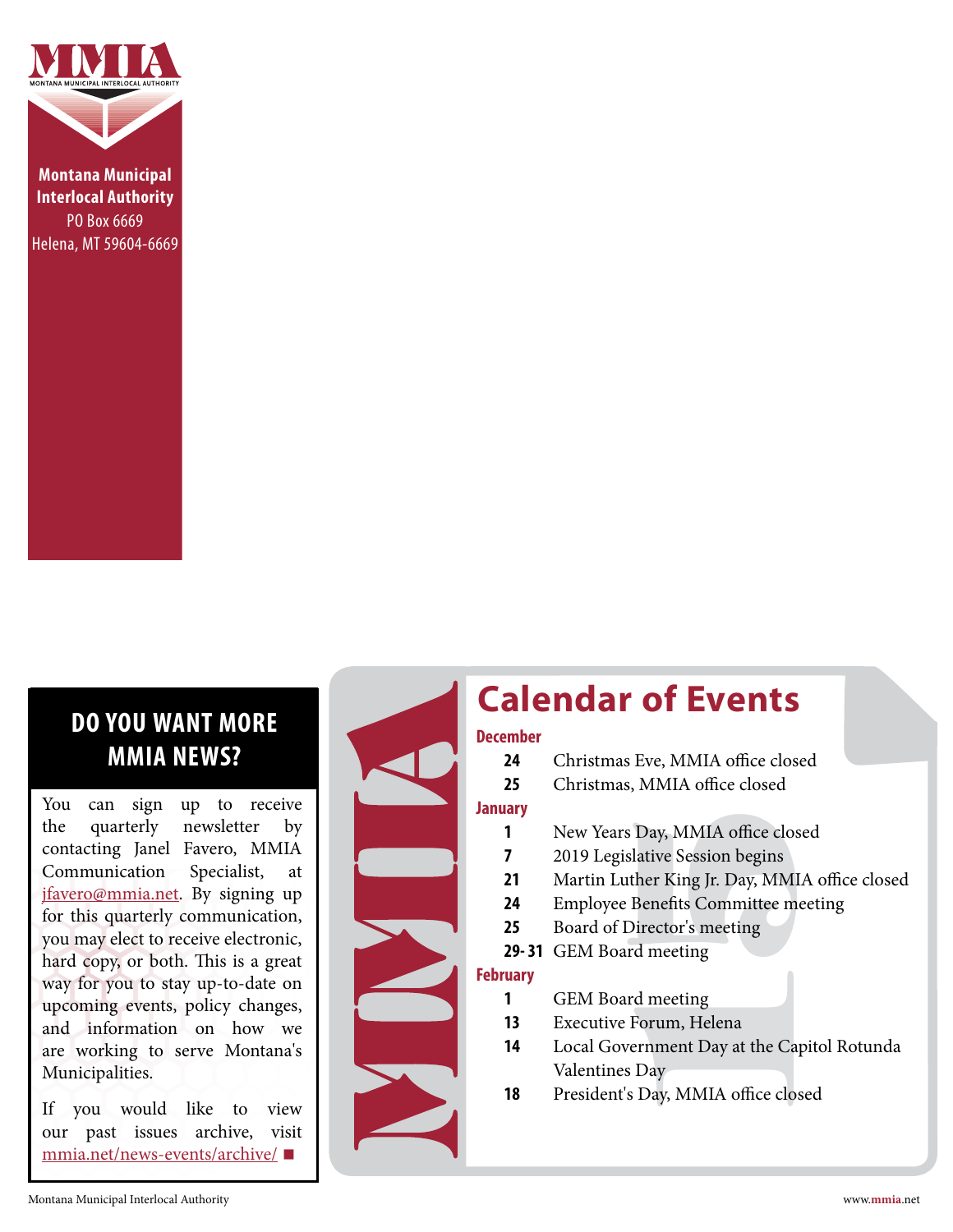**Montana Municipal Interlocal Authority**
PO Box 6669
Helena, MT 59604-6669

## DO YOU WANT MORE MMIA NEWS?

You can sign up to receive the quarterly newsletter by contacting Janel Favero, MMIA Communication Specialist, at jfavero@mmia.net. By signing up for this quarterly communication, you may elect to receive electronic, hard copy, or both. This is a great way for you to stay up-to-date on upcoming events, policy changes, and information on how we are working to serve Montana's Municipalities.

If you would like to view our past issues archive, visit mmia.net/news-events/archive/ ■

## Calendar of Events

### December

| | |
|---|---|
| **24** | Christmas Eve, MMIA office closed |
| **25** | Christmas, MMIA office closed |

### January

| | |
|---|---|
| **1** | New Years Day, MMIA office closed |
| **7** | 2019 Legislative Session begins |
| **21** | Martin Luther King Jr. Day, MMIA office closed |
| **24** | Employee Benefits Committee meeting |
| **25** | Board of Director's meeting |
| **29-31** | GEM Board meeting |

### February

| | |
|---|---|
| **1** | GEM Board meeting |
| **13** | Executive Forum, Helena |
| **14** | Local Government Day at the Capitol Rotunda<br>Valentines Day |
| **18** | President's Day, MMIA office closed |